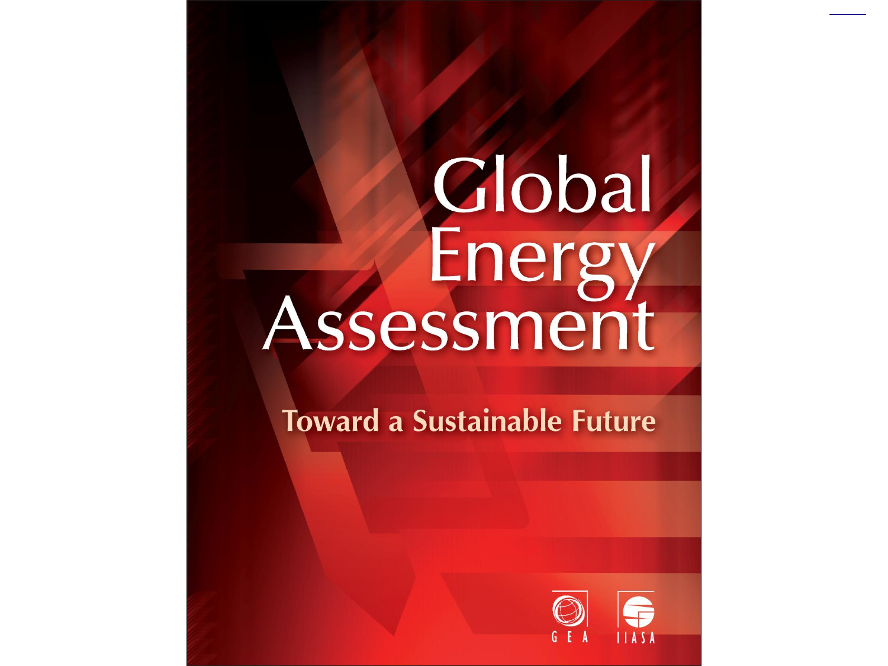# Global Energy Assessment

## Toward a Sustainable Future

GEA

IIASA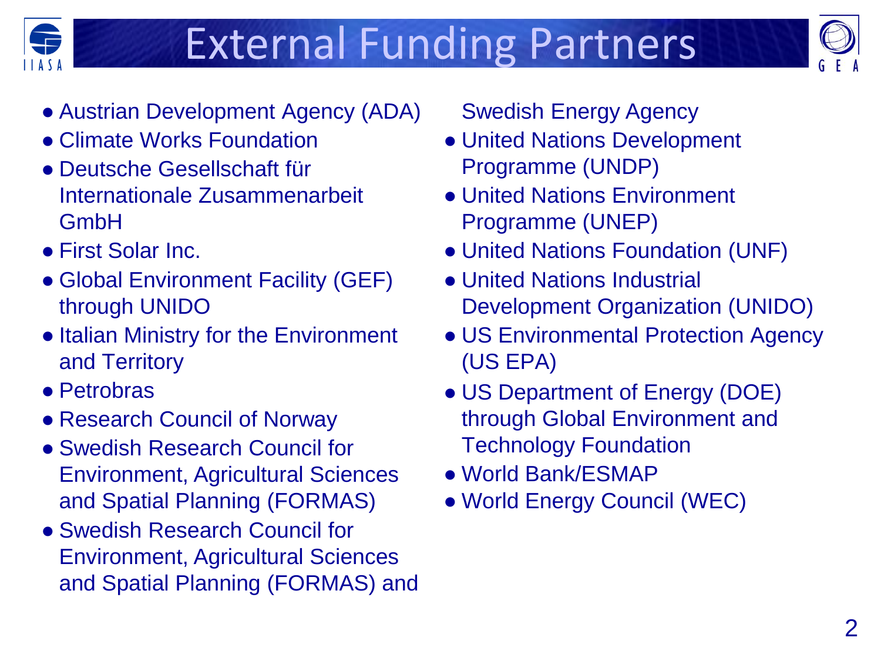# External Funding Partners

- Austrian Development Agency (ADA)
- Climate Works Foundation
- Deutsche Gesellschaft für Internationale Zusammenarbeit GmbH
- First Solar Inc.
- Global Environment Facility (GEF) through UNIDO
- Italian Ministry for the Environment and Territory
- Petrobras
- Research Council of Norway
- Swedish Research Council for Environment, Agricultural Sciences and Spatial Planning (FORMAS)
- Swedish Research Council for Environment, Agricultural Sciences and Spatial Planning (FORMAS) and Swedish Energy Agency
- United Nations Development Programme (UNDP)
- United Nations Environment Programme (UNEP)
- United Nations Foundation (UNF)
- United Nations Industrial Development Organization (UNIDO)
- US Environmental Protection Agency (US EPA)
- US Department of Energy (DOE) through Global Environment and Technology Foundation
- World Bank/ESMAP
- World Energy Council (WEC)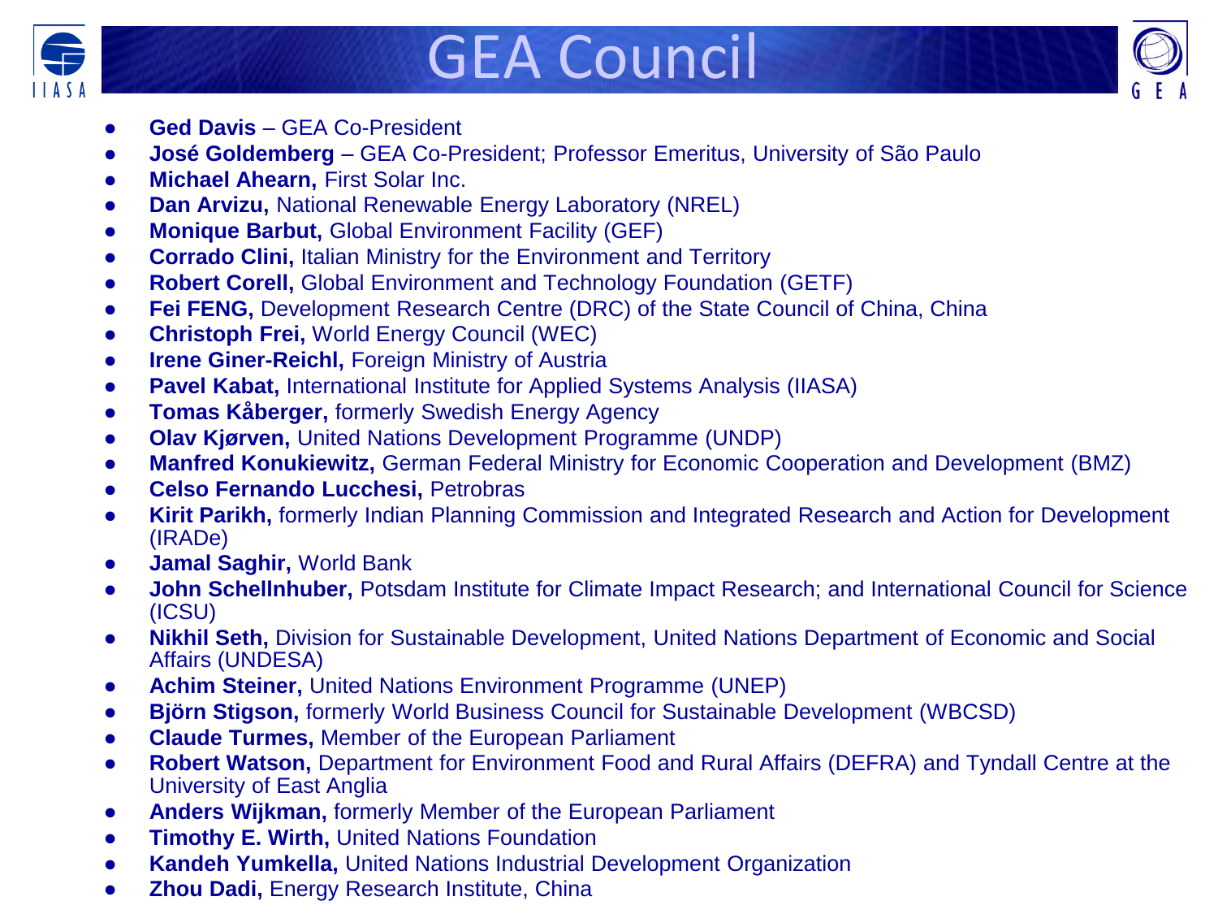# GEA Council

- **Ged Davis** – GEA Co-President
- **José Goldemberg** – GEA Co-President; Professor Emeritus, University of São Paulo
- **Michael Ahearn,** First Solar Inc.
- **Dan Arvizu,** National Renewable Energy Laboratory (NREL)
- **Monique Barbut,** Global Environment Facility (GEF)
- **Corrado Clini,** Italian Ministry for the Environment and Territory
- **Robert Corell,** Global Environment and Technology Foundation (GETF)
- **Fei FENG,** Development Research Centre (DRC) of the State Council of China, China
- **Christoph Frei,** World Energy Council (WEC)
- **Irene Giner-Reichl,** Foreign Ministry of Austria
- **Pavel Kabat,** International Institute for Applied Systems Analysis (IIASA)
- **Tomas Kåberger,** formerly Swedish Energy Agency
- **Olav Kjørven,** United Nations Development Programme (UNDP)
- **Manfred Konukiewitz,** German Federal Ministry for Economic Cooperation and Development (BMZ)
- **Celso Fernando Lucchesi,** Petrobras
- **Kirit Parikh,** formerly Indian Planning Commission and Integrated Research and Action for Development (IRADe)
- **Jamal Saghir,** World Bank
- **John Schellnhuber,** Potsdam Institute for Climate Impact Research; and International Council for Science (ICSU)
- **Nikhil Seth,** Division for Sustainable Development, United Nations Department of Economic and Social Affairs (UNDESA)
- **Achim Steiner,** United Nations Environment Programme (UNEP)
- **Björn Stigson,** formerly World Business Council for Sustainable Development (WBCSD)
- **Claude Turmes,** Member of the European Parliament
- **Robert Watson,** Department for Environment Food and Rural Affairs (DEFRA) and Tyndall Centre at the University of East Anglia
- **Anders Wijkman,** formerly Member of the European Parliament
- **Timothy E. Wirth,** United Nations Foundation
- **Kandeh Yumkella,** United Nations Industrial Development Organization
- **Zhou Dadi,** Energy Research Institute, China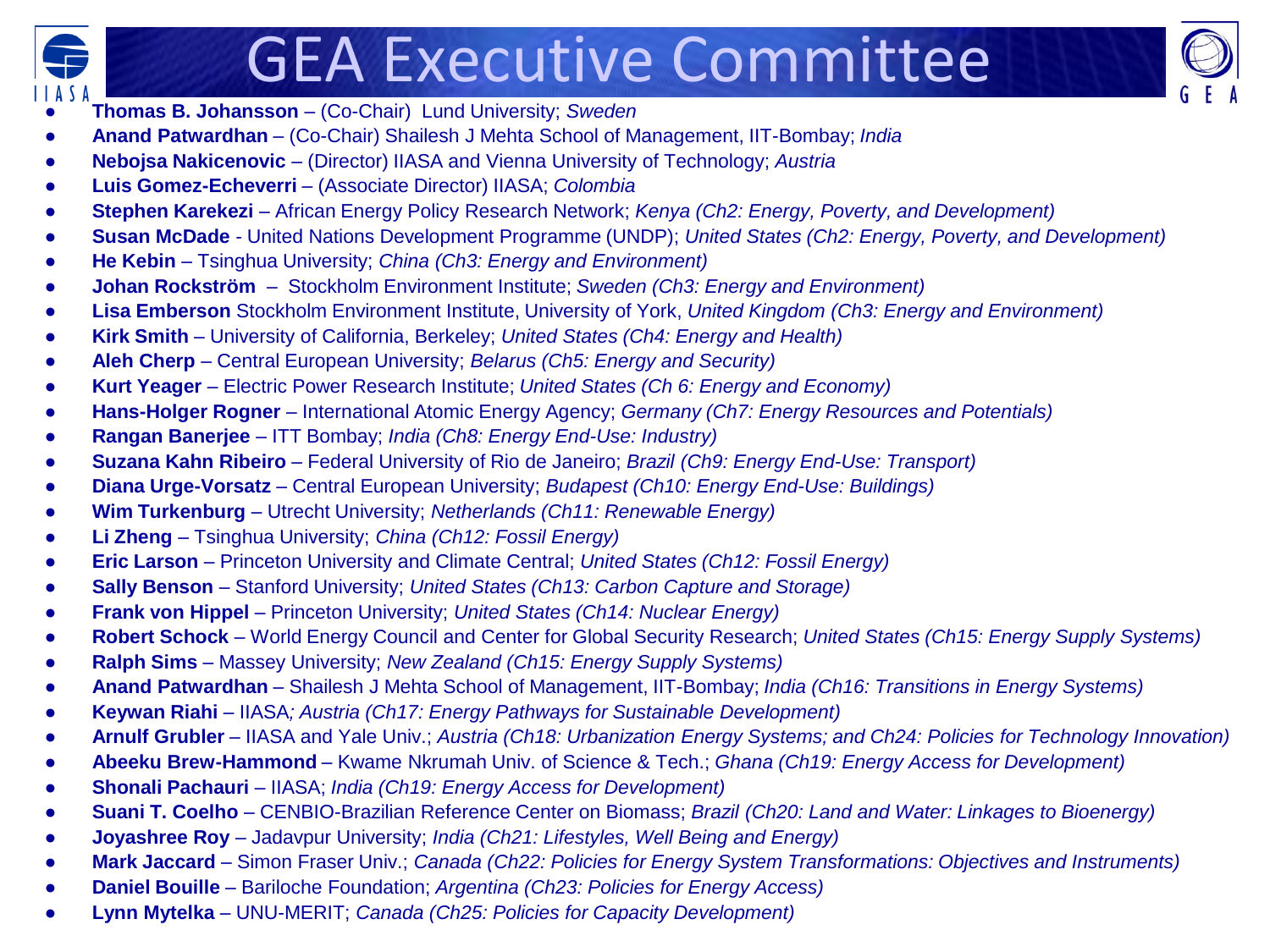# GEA Executive Committee

- **Thomas B. Johansson** – (Co-Chair) Lund University; *Sweden*
- **Anand Patwardhan** – (Co-Chair) Shailesh J Mehta School of Management, IIT-Bombay; *India*
- **Nebojsa Nakicenovic** – (Director) IIASA and Vienna University of Technology; *Austria*
- **Luis Gomez-Echeverri** – (Associate Director) IIASA; *Colombia*
- **Stephen Karekezi** – African Energy Policy Research Network; *Kenya (Ch2: Energy, Poverty, and Development)*
- **Susan McDade** - United Nations Development Programme (UNDP); *United States (Ch2: Energy, Poverty, and Development)*
- **He Kebin** – Tsinghua University; *China (Ch3: Energy and Environment)*
- **Johan Rockström** – Stockholm Environment Institute; *Sweden (Ch3: Energy and Environment)*
- **Lisa Emberson** Stockholm Environment Institute, University of York, *United Kingdom (Ch3: Energy and Environment)*
- **Kirk Smith** – University of California, Berkeley; *United States (Ch4: Energy and Health)*
- **Aleh Cherp** – Central European University; *Belarus (Ch5: Energy and Security)*
- **Kurt Yeager** – Electric Power Research Institute; *United States (Ch 6: Energy and Economy)*
- **Hans-Holger Rogner** – International Atomic Energy Agency; *Germany (Ch7: Energy Resources and Potentials)*
- **Rangan Banerjee** – ITT Bombay; *India (Ch8: Energy End-Use: Industry)*
- **Suzana Kahn Ribeiro** – Federal University of Rio de Janeiro; *Brazil (Ch9: Energy End-Use: Transport)*
- **Diana Urge-Vorsatz** – Central European University; *Budapest (Ch10: Energy End-Use: Buildings)*
- **Wim Turkenburg** – Utrecht University; *Netherlands (Ch11: Renewable Energy)*
- **Li Zheng** – Tsinghua University; *China (Ch12: Fossil Energy)*
- **Eric Larson** – Princeton University and Climate Central; *United States (Ch12: Fossil Energy)*
- **Sally Benson** – Stanford University; *United States (Ch13: Carbon Capture and Storage)*
- **Frank von Hippel** – Princeton University; *United States (Ch14: Nuclear Energy)*
- **Robert Schock** – World Energy Council and Center for Global Security Research; *United States (Ch15: Energy Supply Systems)*
- **Ralph Sims** – Massey University; *New Zealand (Ch15: Energy Supply Systems)*
- **Anand Patwardhan** – Shailesh J Mehta School of Management, IIT-Bombay; *India (Ch16: Transitions in Energy Systems)*
- **Keywan Riahi** – IIASA*; Austria (Ch17: Energy Pathways for Sustainable Development)*
- **Arnulf Grubler** – IIASA and Yale Univ.; *Austria (Ch18: Urbanization Energy Systems; and Ch24: Policies for Technology Innovation)*
- **Abeeku Brew-Hammond** – Kwame Nkrumah Univ. of Science & Tech.; *Ghana (Ch19: Energy Access for Development)*
- **Shonali Pachauri** – IIASA; *India (Ch19: Energy Access for Development)*
- **Suani T. Coelho** – CENBIO-Brazilian Reference Center on Biomass; *Brazil (Ch20: Land and Water: Linkages to Bioenergy)*
- **Joyashree Roy** – Jadavpur University; *India (Ch21: Lifestyles, Well Being and Energy)*
- **Mark Jaccard** – Simon Fraser Univ.; *Canada (Ch22: Policies for Energy System Transformations: Objectives and Instruments)*
- **Daniel Bouille** – Bariloche Foundation; *Argentina (Ch23: Policies for Energy Access)*
- **Lynn Mytelka** – UNU-MERIT; *Canada (Ch25: Policies for Capacity Development)*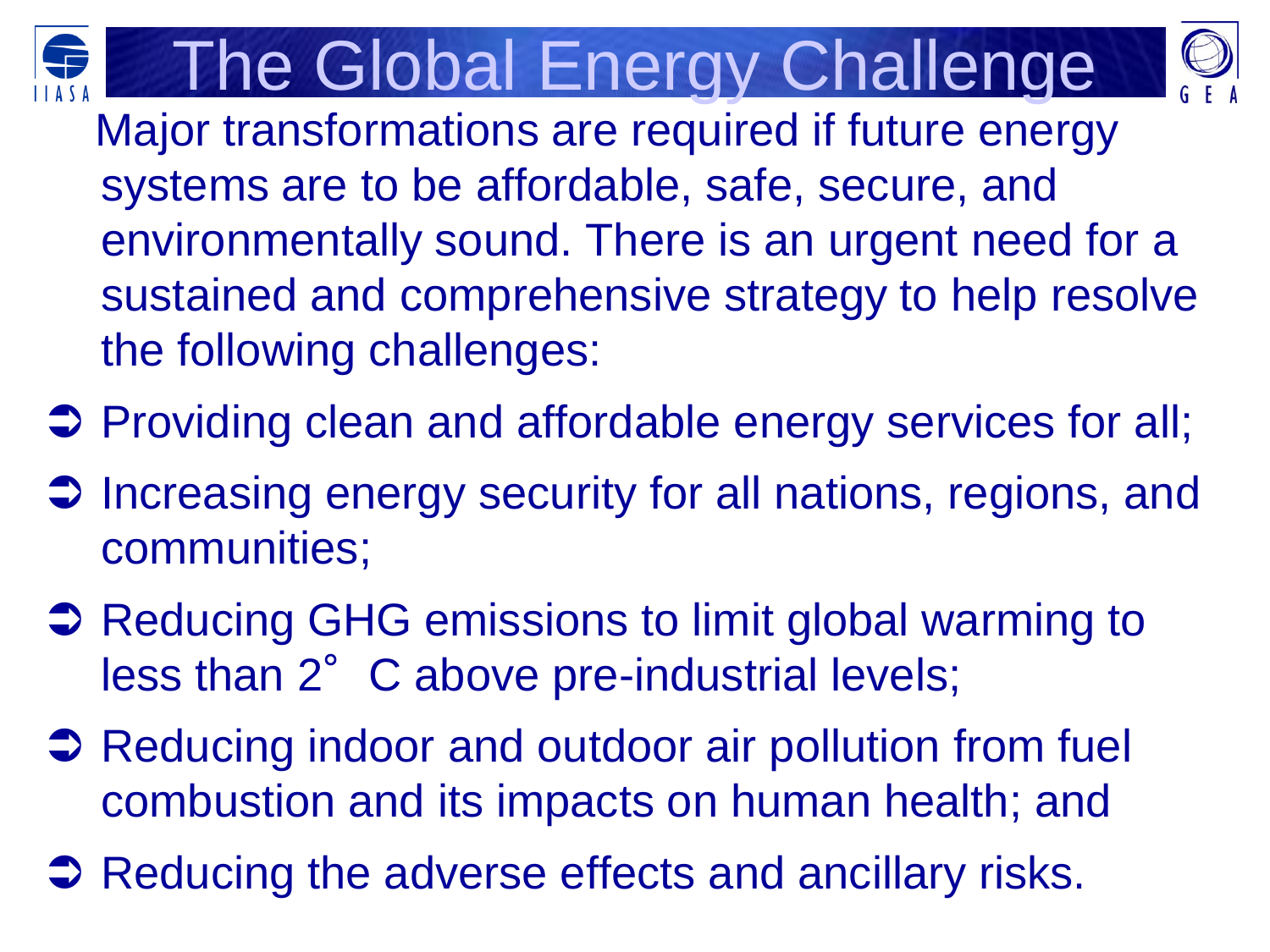# The Global Energy Challenge

Major transformations are required if future energy systems are to be affordable, safe, secure, and environmentally sound. There is an urgent need for a sustained and comprehensive strategy to help resolve the following challenges:

- Providing clean and affordable energy services for all;
- Increasing energy security for all nations, regions, and communities;
- Reducing GHG emissions to limit global warming to less than 2° C above pre-industrial levels;
- Reducing indoor and outdoor air pollution from fuel combustion and its impacts on human health; and
- Reducing the adverse effects and ancillary risks.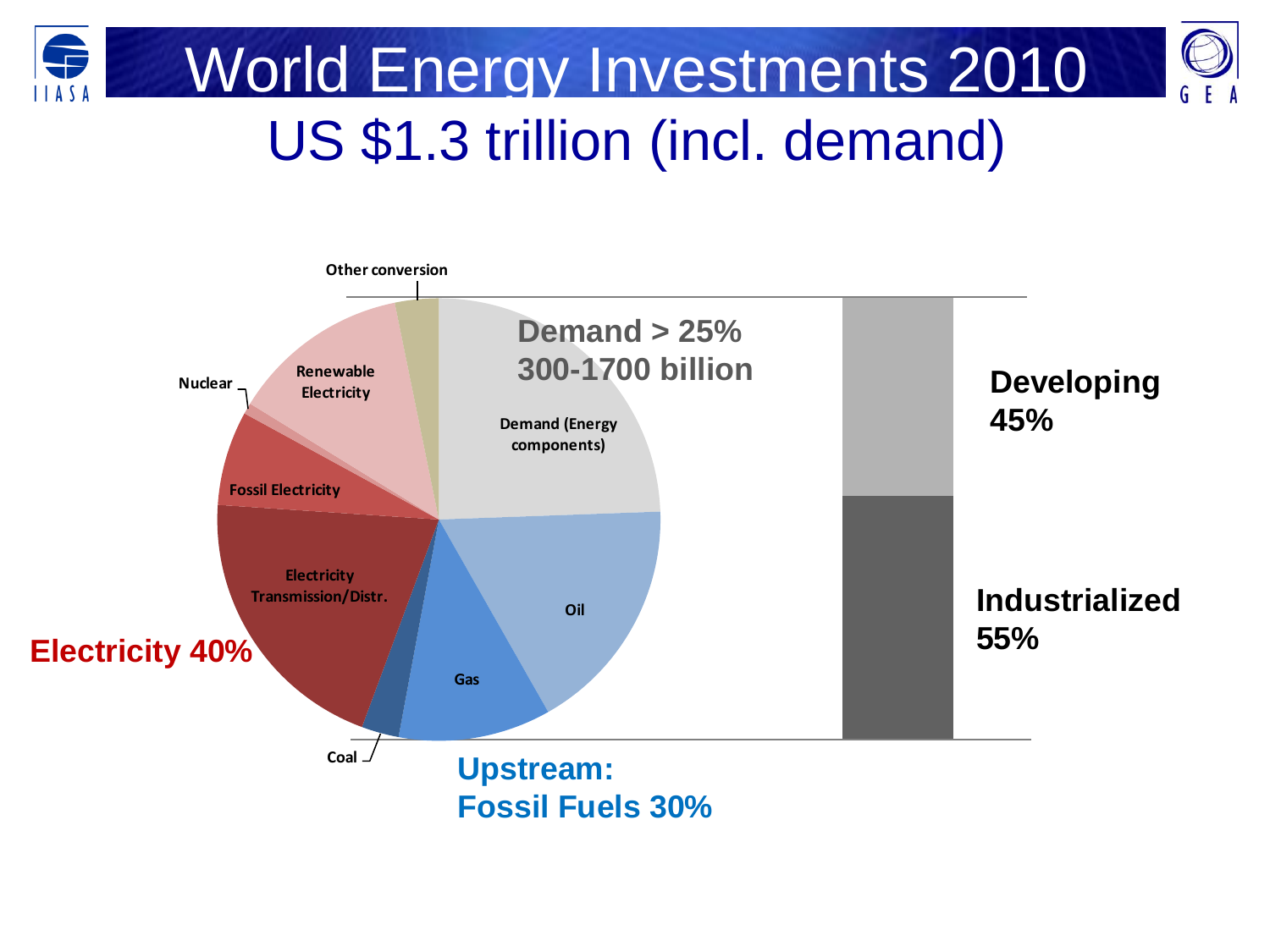# World Energy Investments 2010

## US $1.3 trillion (incl. demand)

Other conversion

Demand > 25%
300-1700 billion

Demand (Energy components)

Nuclear

Renewable Electricity

Fossil Electricity

Electricity Transmission/Distr.

Electricity 40%

Oil

Gas

Coal

Upstream:
Fossil Fuels 30%

Developing
45%

Industrialized
55%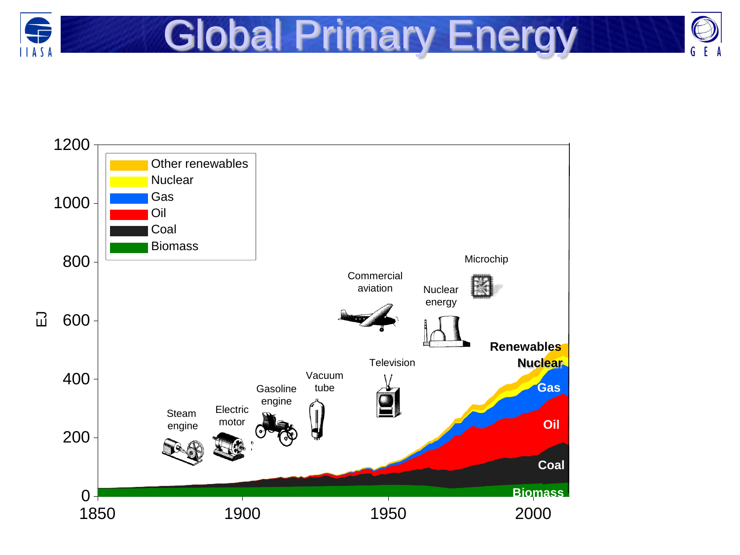# Global Primary Energy

EJ

| Legend |
| --- |
| Other renewables |
| Nuclear |
| Gas |
| Oil |
| Coal |
| Biomass |

Steam engine, Electric motor, Gasoline engine, Vacuum tube, Commercial aviation, Television, Nuclear energy, Microchip

Renewables, Nuclear, Gas, Oil, Coal, Biomass

Y-axis: 0, 200, 400, 600, 800, 1000, 1200

X-axis: 1850, 1900, 1950, 2000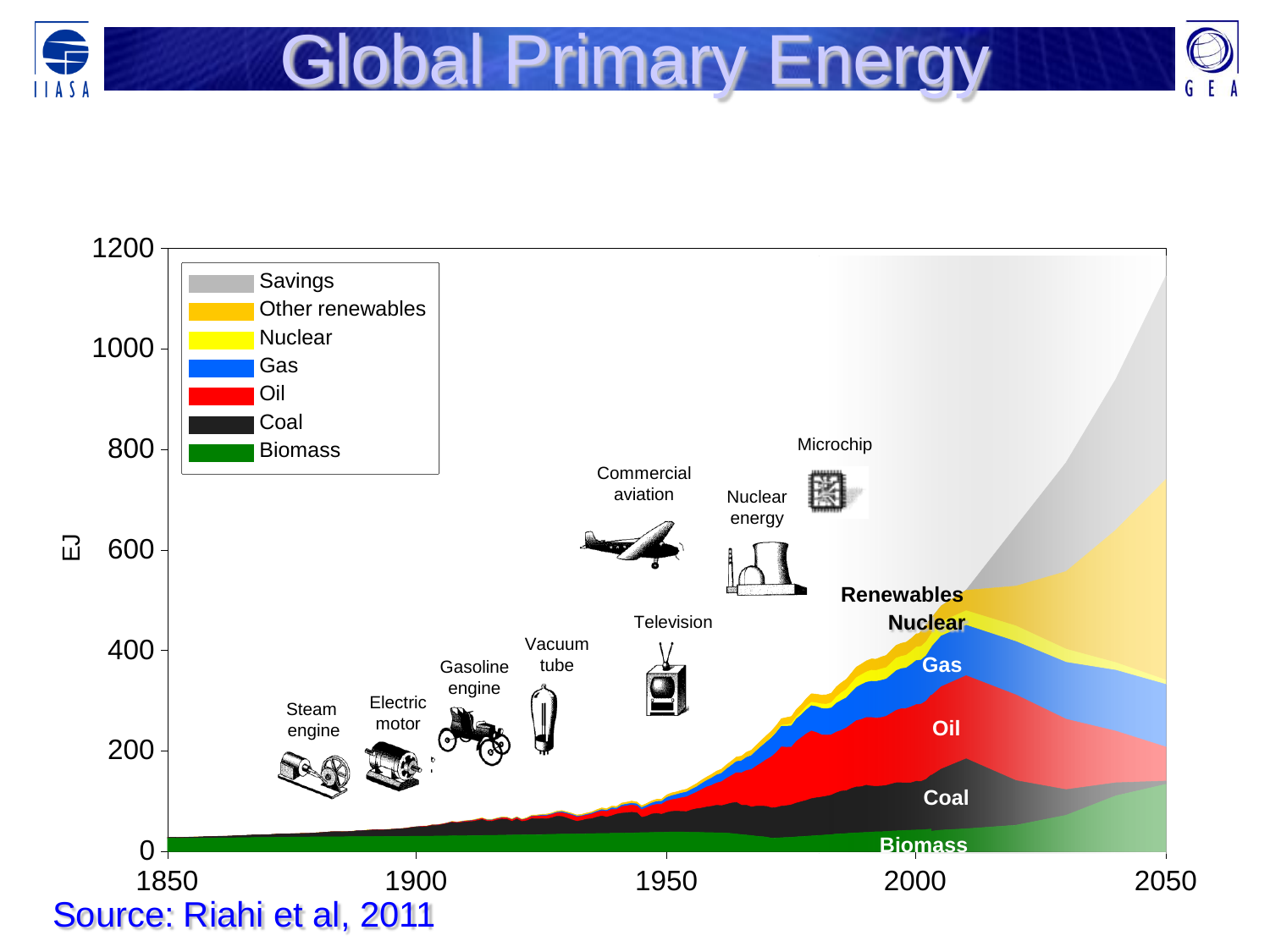# Global Primary Energy

Source: Riahi et al, 2011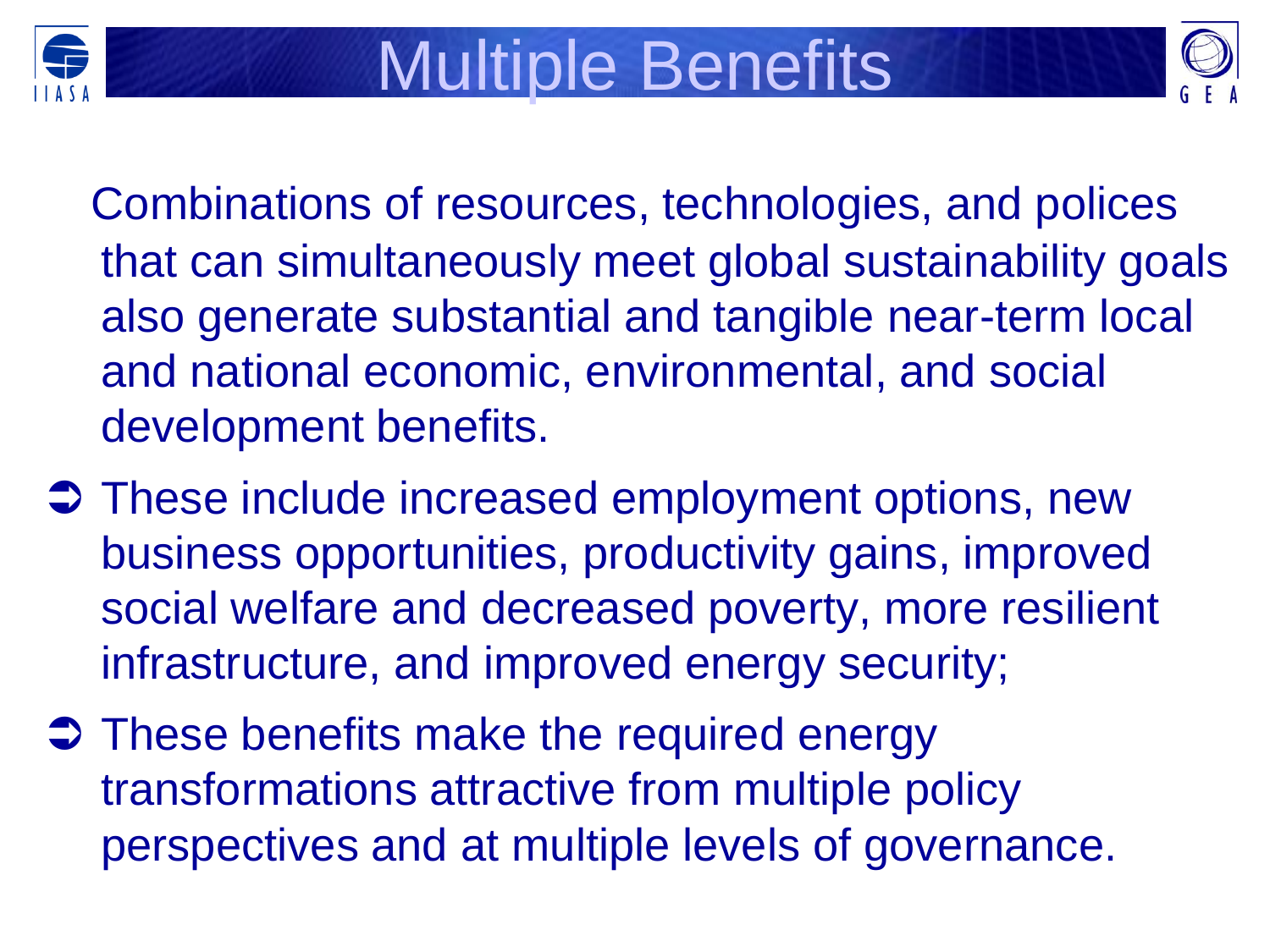# Multiple Benefits

Combinations of resources, technologies, and polices that can simultaneously meet global sustainability goals also generate substantial and tangible near-term local and national economic, environmental, and social development benefits.

- These include increased employment options, new business opportunities, productivity gains, improved social welfare and decreased poverty, more resilient infrastructure, and improved energy security;
- These benefits make the required energy transformations attractive from multiple policy perspectives and at multiple levels of governance.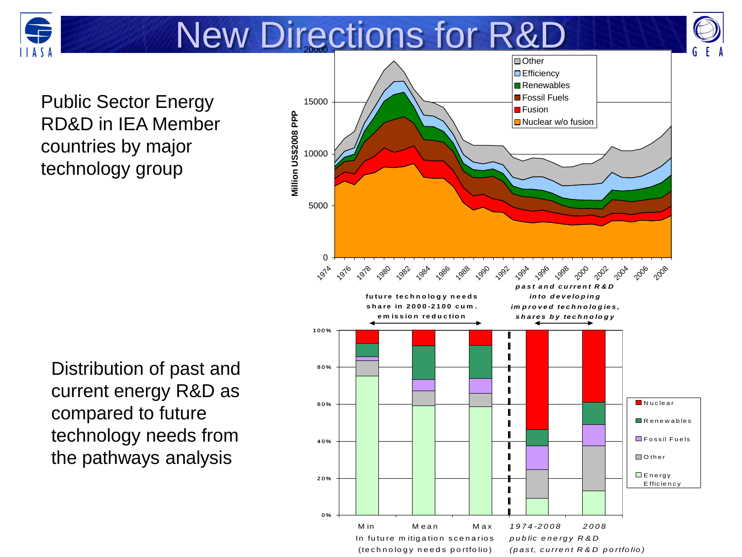# New Directions for R&D

Public Sector Energy RD&D in IEA Member countries by major technology group

Distribution of past and current energy R&D as compared to future technology needs from the pathways analysis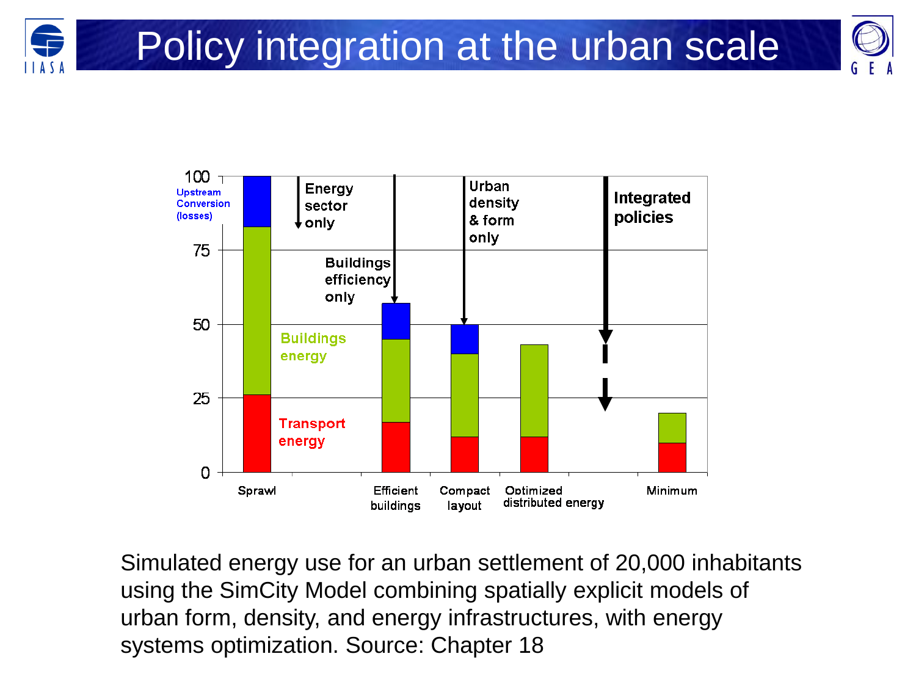# Policy integration at the urban scale

Simulated energy use for an urban settlement of 20,000 inhabitants using the SimCity Model combining spatially explicit models of urban form, density, and energy infrastructures, with energy systems optimization. Source: Chapter 18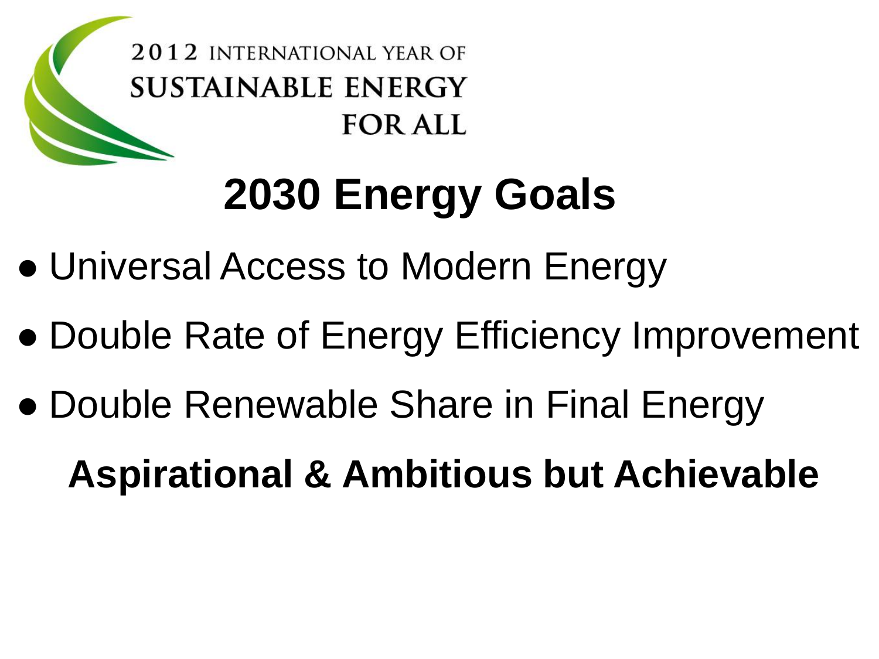2012 INTERNATIONAL YEAR OF SUSTAINABLE ENERGY FOR ALL

# 2030 Energy Goals

- Universal Access to Modern Energy
- Double Rate of Energy Efficiency Improvement
- Double Renewable Share in Final Energy

**Aspirational & Ambitious but Achievable**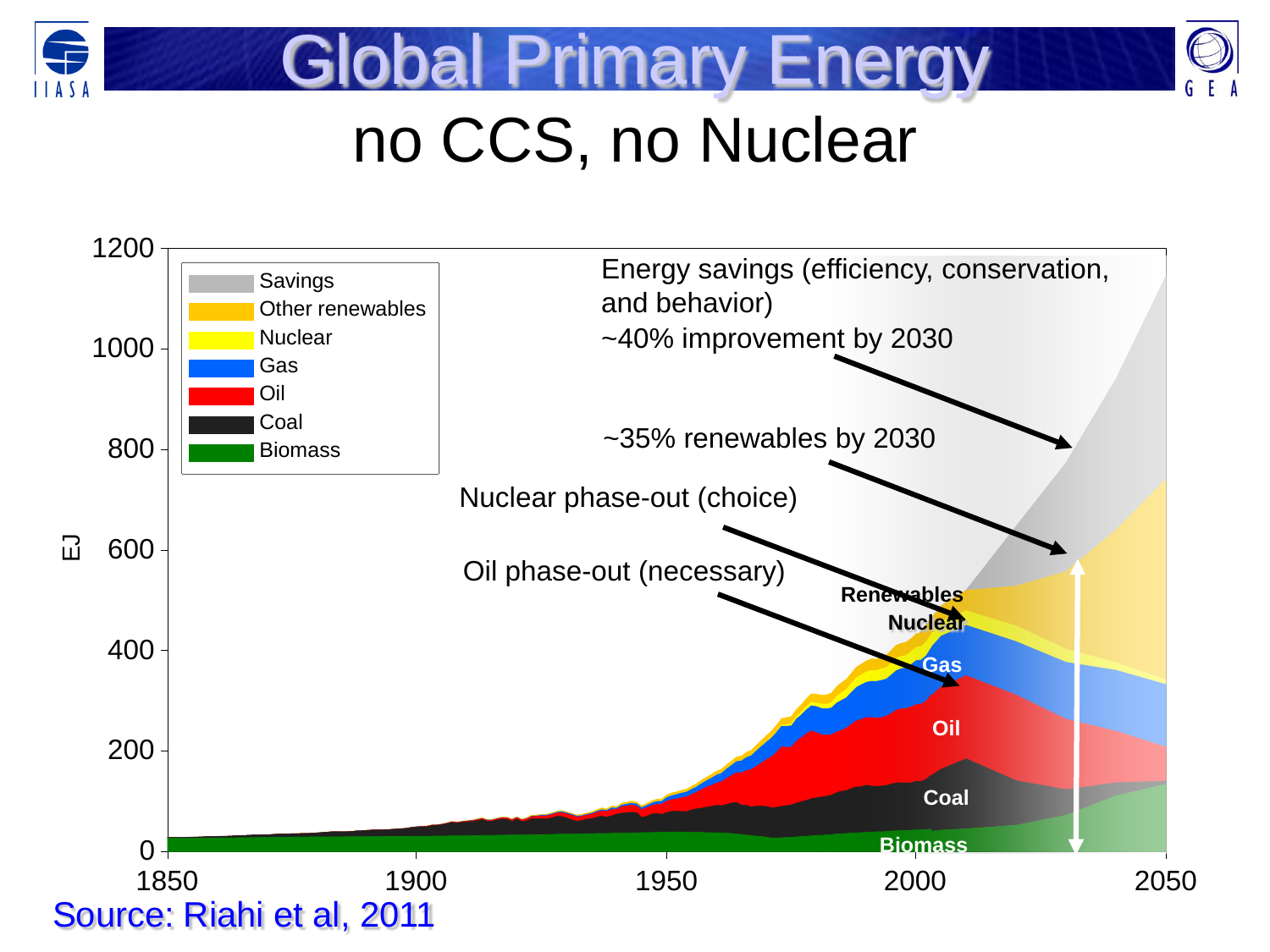# Global Primary Energy

## no CCS, no Nuclear

EJ

1200, 1000, 800, 600, 400, 200, 0

1850, 1900, 1950, 2000, 2050

- Savings
- Other renewables
- Nuclear
- Gas
- Oil
- Coal
- Biomass

Energy savings (efficiency, conservation, and behavior)
~40% improvement by 2030

~35% renewables by 2030

Nuclear phase-out (choice)

Oil phase-out (necessary)

Renewables

Nuclear

Gas

Oil

Coal

Biomass

Source: Riahi et al, 2011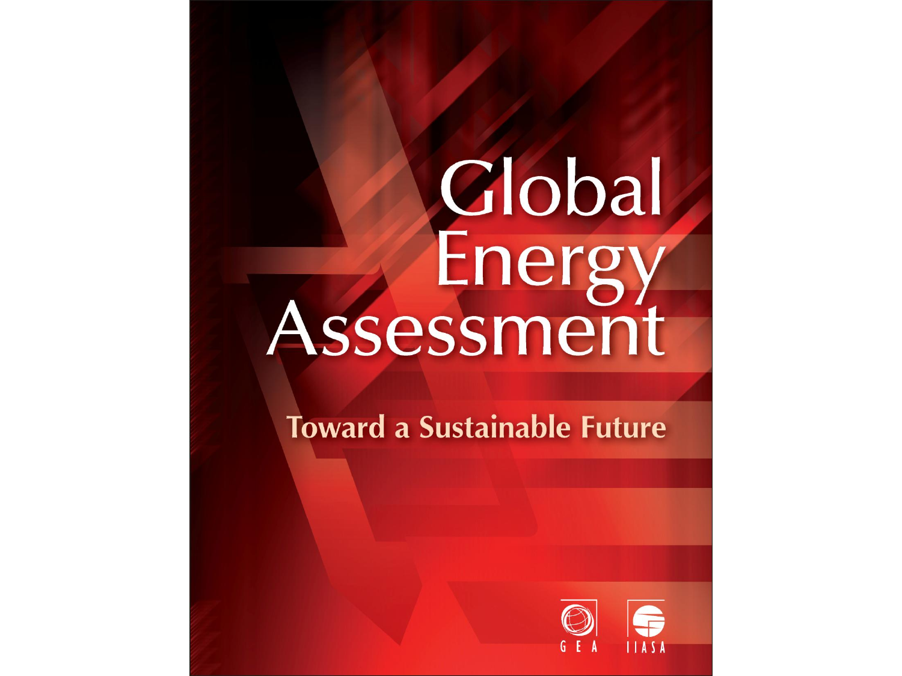# Global Energy Assessment

## Toward a Sustainable Future

GEA IIASA